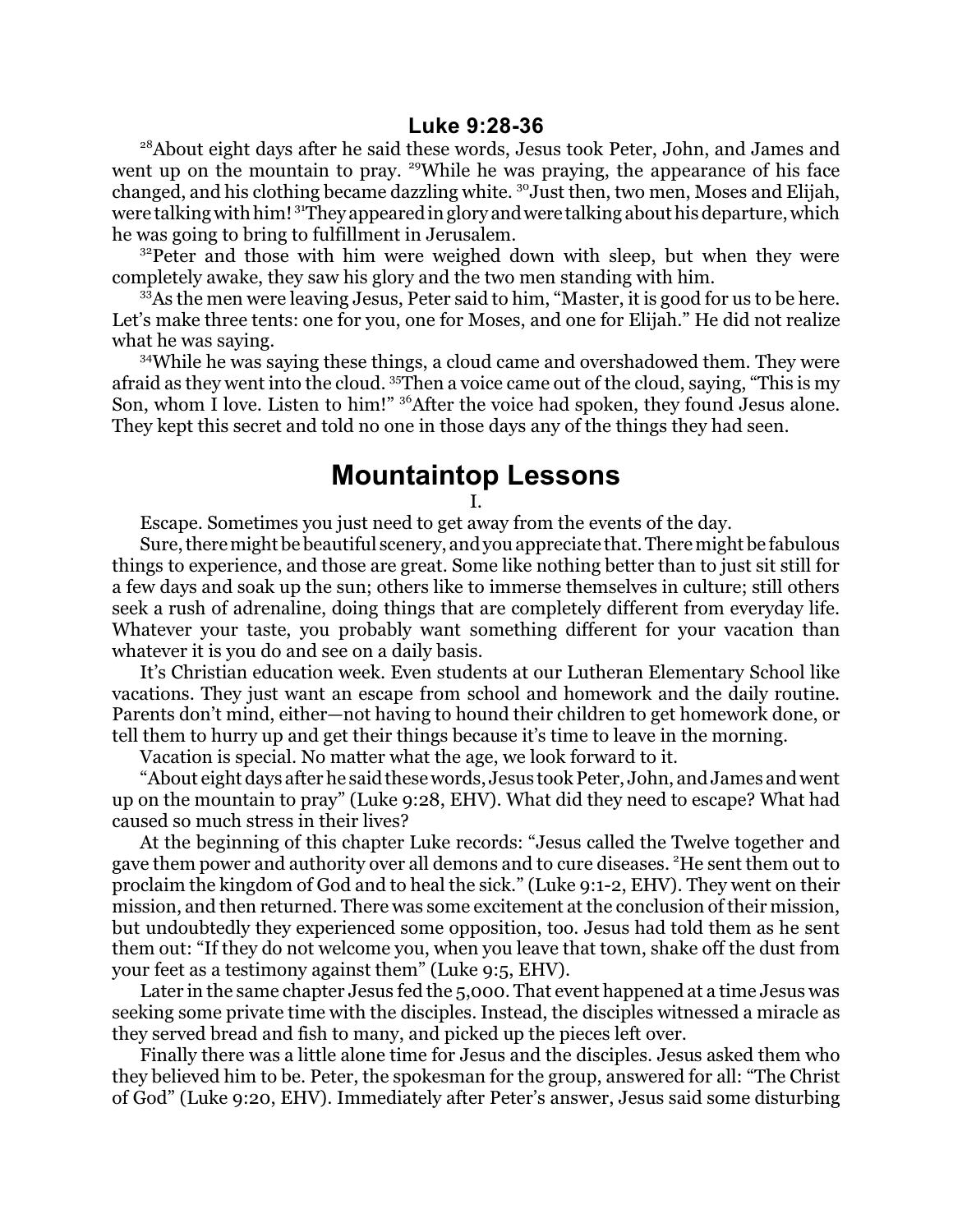## Luke 9:28-36

[28]About eight days after he said these words, Jesus took Peter, John, and James and went up on the mountain to pray. [29]While he was praying, the appearance of his face changed, and his clothing became dazzling white. [30]Just then, two men, Moses and Elijah, were talking with him! [31]They appeared in glory and were talking about his departure, which he was going to bring to fulfillment in Jerusalem.

[32]Peter and those with him were weighed down with sleep, but when they were completely awake, they saw his glory and the two men standing with him.

[33]As the men were leaving Jesus, Peter said to him, "Master, it is good for us to be here. Let's make three tents: one for you, one for Moses, and one for Elijah." He did not realize what he was saying.

[34]While he was saying these things, a cloud came and overshadowed them. They were afraid as they went into the cloud. [35]Then a voice came out of the cloud, saying, "This is my Son, whom I love. Listen to him!" [36]After the voice had spoken, they found Jesus alone. They kept this secret and told no one in those days any of the things they had seen.

# Mountaintop Lessons

I.

Escape. Sometimes you just need to get away from the events of the day.

Sure, there might be beautiful scenery, and you appreciate that. There might be fabulous things to experience, and those are great. Some like nothing better than to just sit still for a few days and soak up the sun; others like to immerse themselves in culture; still others seek a rush of adrenaline, doing things that are completely different from everyday life. Whatever your taste, you probably want something different for your vacation than whatever it is you do and see on a daily basis.

It's Christian education week. Even students at our Lutheran Elementary School like vacations. They just want an escape from school and homework and the daily routine. Parents don't mind, either—not having to hound their children to get homework done, or tell them to hurry up and get their things because it's time to leave in the morning.

Vacation is special. No matter what the age, we look forward to it.

"About eight days after he said these words, Jesus took Peter, John, and James and went up on the mountain to pray" (Luke 9:28, EHV). What did they need to escape? What had caused so much stress in their lives?

At the beginning of this chapter Luke records: "Jesus called the Twelve together and gave them power and authority over all demons and to cure diseases. [2]He sent them out to proclaim the kingdom of God and to heal the sick." (Luke 9:1-2, EHV). They went on their mission, and then returned. There was some excitement at the conclusion of their mission, but undoubtedly they experienced some opposition, too. Jesus had told them as he sent them out: "If they do not welcome you, when you leave that town, shake off the dust from your feet as a testimony against them" (Luke 9:5, EHV).

Later in the same chapter Jesus fed the 5,000. That event happened at a time Jesus was seeking some private time with the disciples. Instead, the disciples witnessed a miracle as they served bread and fish to many, and picked up the pieces left over.

Finally there was a little alone time for Jesus and the disciples. Jesus asked them who they believed him to be. Peter, the spokesman for the group, answered for all: "The Christ of God" (Luke 9:20, EHV). Immediately after Peter's answer, Jesus said some disturbing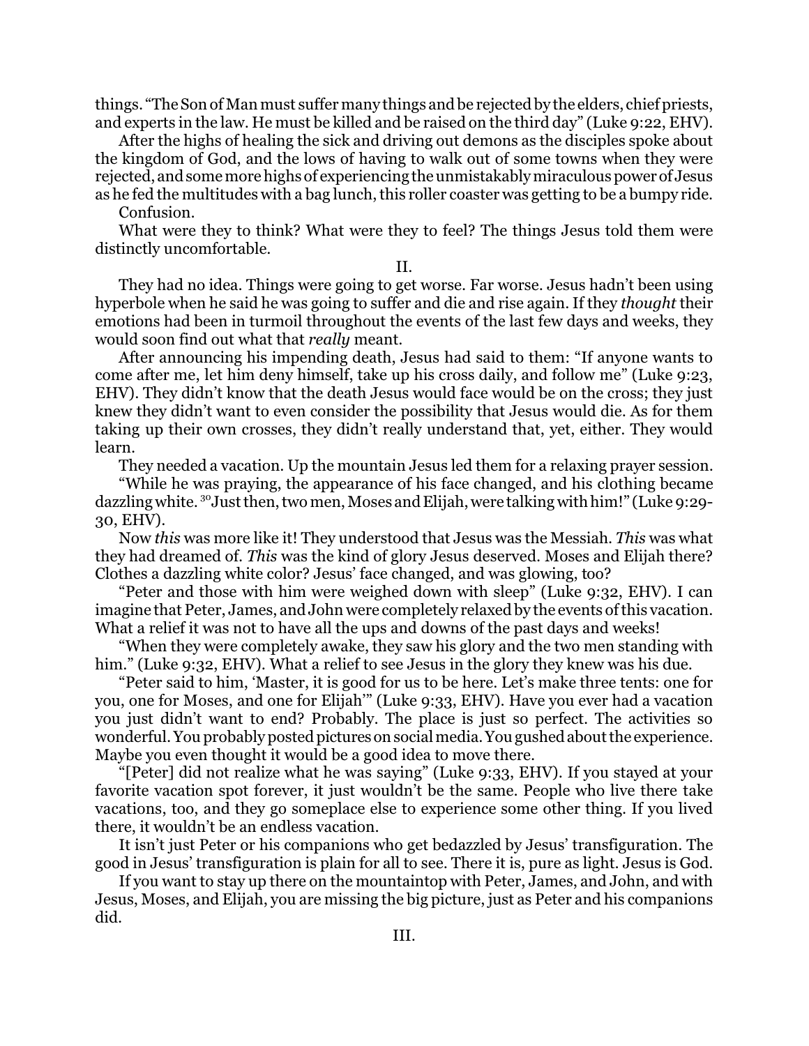things. “The Son of Man must suffer many things and be rejected by the elders, chief priests, and experts in the law. He must be killed and be raised on the third day” (Luke 9:22, EHV).

After the highs of healing the sick and driving out demons as the disciples spoke about the kingdom of God, and the lows of having to walk out of some towns when they were rejected, and some more highs of experiencing the unmistakably miraculous power of Jesus as he fed the multitudes with a bag lunch, this roller coaster was getting to be a bumpy ride.

Confusion.

What were they to think? What were they to feel? The things Jesus told them were distinctly uncomfortable.

II.

They had no idea. Things were going to get worse. Far worse. Jesus hadn’t been using hyperbole when he said he was going to suffer and die and rise again. If they *thought* their emotions had been in turmoil throughout the events of the last few days and weeks, they would soon find out what that *really* meant.

After announcing his impending death, Jesus had said to them: “If anyone wants to come after me, let him deny himself, take up his cross daily, and follow me” (Luke 9:23, EHV). They didn’t know that the death Jesus would face would be on the cross; they just knew they didn’t want to even consider the possibility that Jesus would die. As for them taking up their own crosses, they didn’t really understand that, yet, either. They would learn.

They needed a vacation. Up the mountain Jesus led them for a relaxing prayer session.

“While he was praying, the appearance of his face changed, and his clothing became dazzling white. [30] Just then, two men, Moses and Elijah, were talking with him!” (Luke 9:29-30, EHV).

Now *this* was more like it! They understood that Jesus was the Messiah. *This* was what they had dreamed of. *This* was the kind of glory Jesus deserved. Moses and Elijah there? Clothes a dazzling white color? Jesus’ face changed, and was glowing, too?

“Peter and those with him were weighed down with sleep” (Luke 9:32, EHV). I can imagine that Peter, James, and John were completely relaxed by the events of this vacation. What a relief it was not to have all the ups and downs of the past days and weeks!

“When they were completely awake, they saw his glory and the two men standing with him.” (Luke 9:32, EHV). What a relief to see Jesus in the glory they knew was his due.

“Peter said to him, ‘Master, it is good for us to be here. Let’s make three tents: one for you, one for Moses, and one for Elijah’” (Luke 9:33, EHV). Have you ever had a vacation you just didn’t want to end? Probably. The place is just so perfect. The activities so wonderful. You probably posted pictures on social media. You gushed about the experience. Maybe you even thought it would be a good idea to move there.

“[Peter] did not realize what he was saying” (Luke 9:33, EHV). If you stayed at your favorite vacation spot forever, it just wouldn’t be the same. People who live there take vacations, too, and they go someplace else to experience some other thing. If you lived there, it wouldn’t be an endless vacation.

It isn’t just Peter or his companions who get bedazzled by Jesus’ transfiguration. The good in Jesus’ transfiguration is plain for all to see. There it is, pure as light. Jesus is God.

If you want to stay up there on the mountaintop with Peter, James, and John, and with Jesus, Moses, and Elijah, you are missing the big picture, just as Peter and his companions did.

III.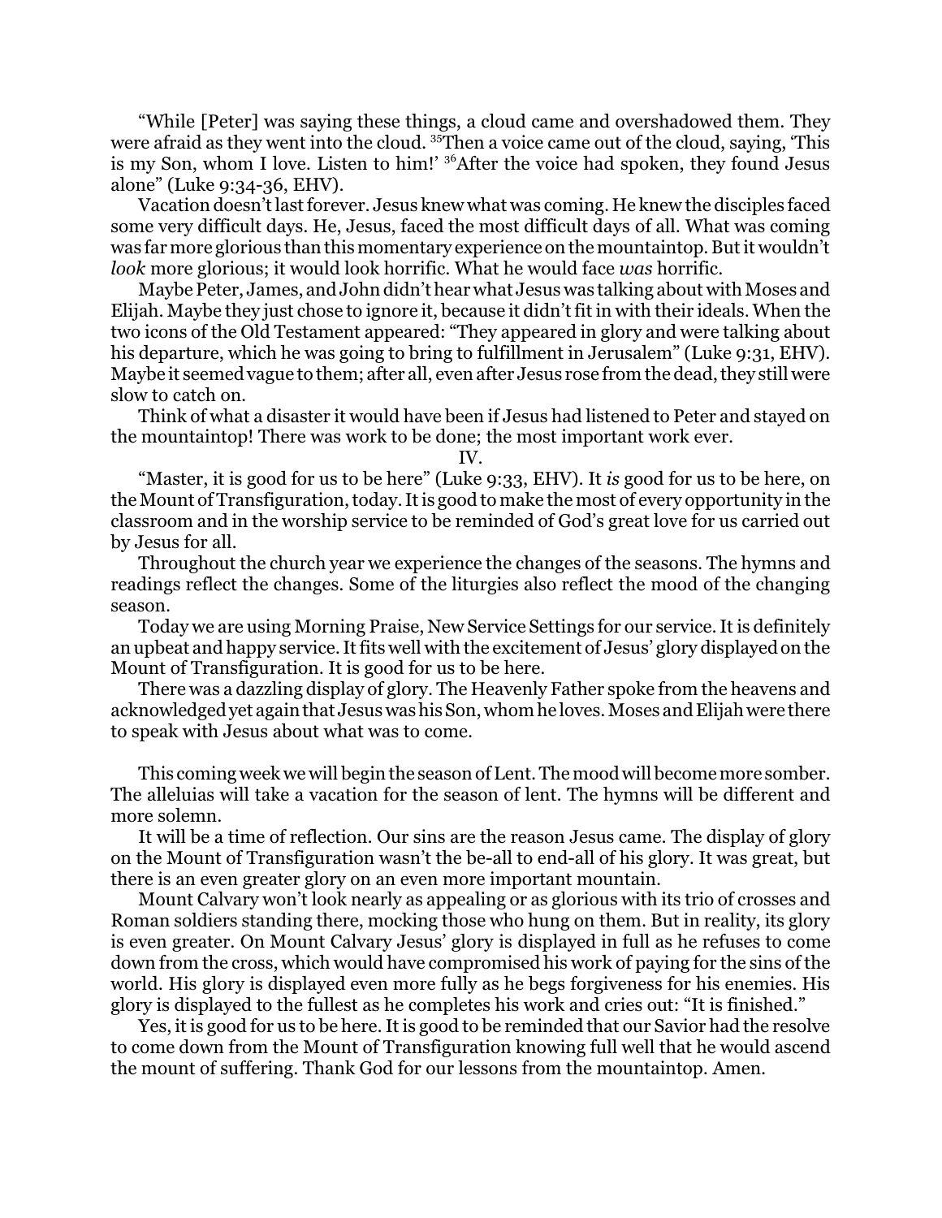"While [Peter] was saying these things, a cloud came and overshadowed them. They were afraid as they went into the cloud. [35]Then a voice came out of the cloud, saying, 'This is my Son, whom I love. Listen to him!' [36]After the voice had spoken, they found Jesus alone" (Luke 9:34-36, EHV).

Vacation doesn't last forever. Jesus knew what was coming. He knew the disciples faced some very difficult days. He, Jesus, faced the most difficult days of all. What was coming was far more glorious than this momentary experience on the mountaintop. But it wouldn't *look* more glorious; it would look horrific. What he would face *was* horrific.

Maybe Peter, James, and John didn't hear what Jesus was talking about with Moses and Elijah. Maybe they just chose to ignore it, because it didn't fit in with their ideals. When the two icons of the Old Testament appeared: "They appeared in glory and were talking about his departure, which he was going to bring to fulfillment in Jerusalem" (Luke 9:31, EHV). Maybe it seemed vague to them; after all, even after Jesus rose from the dead, they still were slow to catch on.

Think of what a disaster it would have been if Jesus had listened to Peter and stayed on the mountaintop! There was work to be done; the most important work ever.

IV.

"Master, it is good for us to be here" (Luke 9:33, EHV). It *is* good for us to be here, on the Mount of Transfiguration, today. It is good to make the most of every opportunity in the classroom and in the worship service to be reminded of God's great love for us carried out by Jesus for all.

Throughout the church year we experience the changes of the seasons. The hymns and readings reflect the changes. Some of the liturgies also reflect the mood of the changing season.

Today we are using Morning Praise, New Service Settings for our service. It is definitely an upbeat and happy service. It fits well with the excitement of Jesus' glory displayed on the Mount of Transfiguration. It is good for us to be here.

There was a dazzling display of glory. The Heavenly Father spoke from the heavens and acknowledged yet again that Jesus was his Son, whom he loves. Moses and Elijah were there to speak with Jesus about what was to come.

This coming week we will begin the season of Lent. The mood will become more somber. The alleluias will take a vacation for the season of lent. The hymns will be different and more solemn.

It will be a time of reflection. Our sins are the reason Jesus came. The display of glory on the Mount of Transfiguration wasn't the be-all to end-all of his glory. It was great, but there is an even greater glory on an even more important mountain.

Mount Calvary won't look nearly as appealing or as glorious with its trio of crosses and Roman soldiers standing there, mocking those who hung on them. But in reality, its glory is even greater. On Mount Calvary Jesus' glory is displayed in full as he refuses to come down from the cross, which would have compromised his work of paying for the sins of the world. His glory is displayed even more fully as he begs forgiveness for his enemies. His glory is displayed to the fullest as he completes his work and cries out: "It is finished."

Yes, it is good for us to be here. It is good to be reminded that our Savior had the resolve to come down from the Mount of Transfiguration knowing full well that he would ascend the mount of suffering. Thank God for our lessons from the mountaintop. Amen.